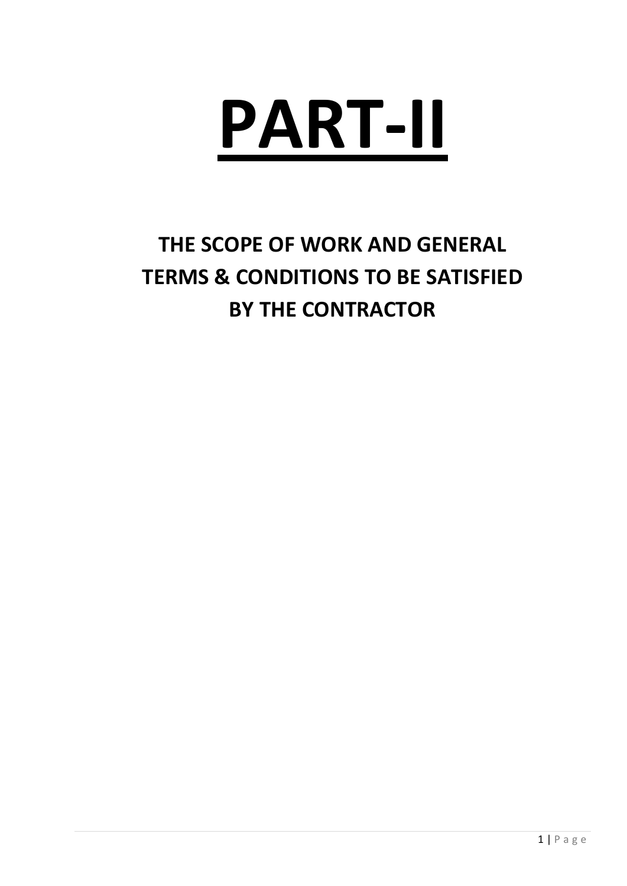# PART-II

## THE SCOPE OF WORK AND GENERAL TERMS & CONDITIONS TO BE SATISFIED BY THE CONTRACTOR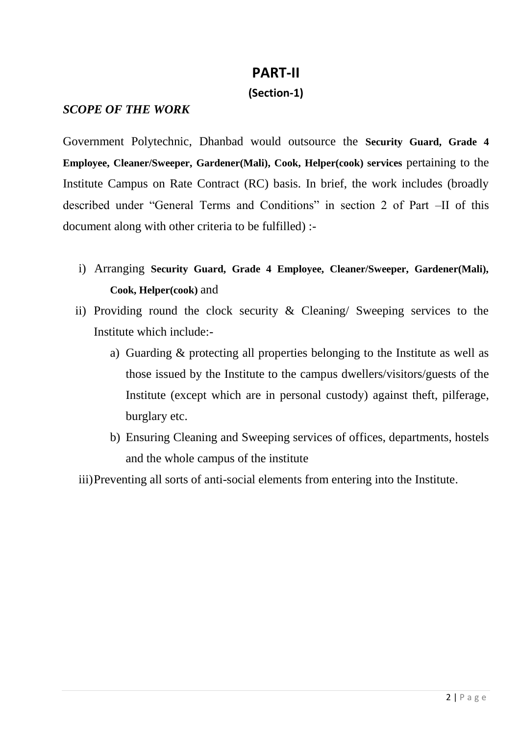# PART-II

## (Section-1)

***SCOPE OF THE WORK***

Government Polytechnic, Dhanbad would outsource the **Security Guard, Grade 4 Employee, Cleaner/Sweeper, Gardener(Mali), Cook, Helper(cook) services** pertaining to the Institute Campus on Rate Contract (RC) basis. In brief, the work includes (broadly described under "General Terms and Conditions" in section 2 of Part –II of this document along with other criteria to be fulfilled) :-

i) Arranging **Security Guard, Grade 4 Employee, Cleaner/Sweeper, Gardener(Mali), Cook, Helper(cook)** and

ii) Providing round the clock security & Cleaning/ Sweeping services to the Institute which include:-

   a) Guarding & protecting all properties belonging to the Institute as well as those issued by the Institute to the campus dwellers/visitors/guests of the Institute (except which are in personal custody) against theft, pilferage, burglary etc.

   b) Ensuring Cleaning and Sweeping services of offices, departments, hostels and the whole campus of the institute

iii) Preventing all sorts of anti-social elements from entering into the Institute.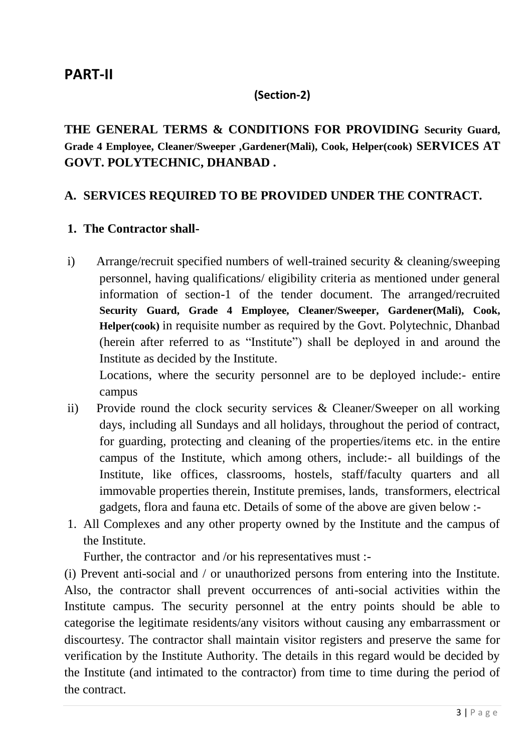## PART-II

**(Section-2)**

**THE GENERAL TERMS & CONDITIONS FOR PROVIDING Security Guard, Grade 4 Employee, Cleaner/Sweeper ,Gardener(Mali), Cook, Helper(cook) SERVICES AT GOVT. POLYTECHNIC, DHANBAD .**

### A. SERVICES REQUIRED TO BE PROVIDED UNDER THE CONTRACT.

**1. The Contractor shall-**

i) Arrange/recruit specified numbers of well-trained security & cleaning/sweeping personnel, having qualifications/ eligibility criteria as mentioned under general information of section-1 of the tender document. The arranged/recruited **Security Guard, Grade 4 Employee, Cleaner/Sweeper, Gardener(Mali), Cook, Helper(cook)** in requisite number as required by the Govt. Polytechnic, Dhanbad (herein after referred to as "Institute") shall be deployed in and around the Institute as decided by the Institute.

Locations, where the security personnel are to be deployed include:- entire campus

ii) Provide round the clock security services & Cleaner/Sweeper on all working days, including all Sundays and all holidays, throughout the period of contract, for guarding, protecting and cleaning of the properties/items etc. in the entire campus of the Institute, which among others, include:- all buildings of the Institute, like offices, classrooms, hostels, staff/faculty quarters and all immovable properties therein, Institute premises, lands, transformers, electrical gadgets, flora and fauna etc. Details of some of the above are given below :-

1. All Complexes and any other property owned by the Institute and the campus of the Institute.

Further, the contractor and /or his representatives must :-

(i) Prevent anti-social and / or unauthorized persons from entering into the Institute. Also, the contractor shall prevent occurrences of anti-social activities within the Institute campus. The security personnel at the entry points should be able to categorise the legitimate residents/any visitors without causing any embarrassment or discourtesy. The contractor shall maintain visitor registers and preserve the same for verification by the Institute Authority. The details in this regard would be decided by the Institute (and intimated to the contractor) from time to time during the period of the contract.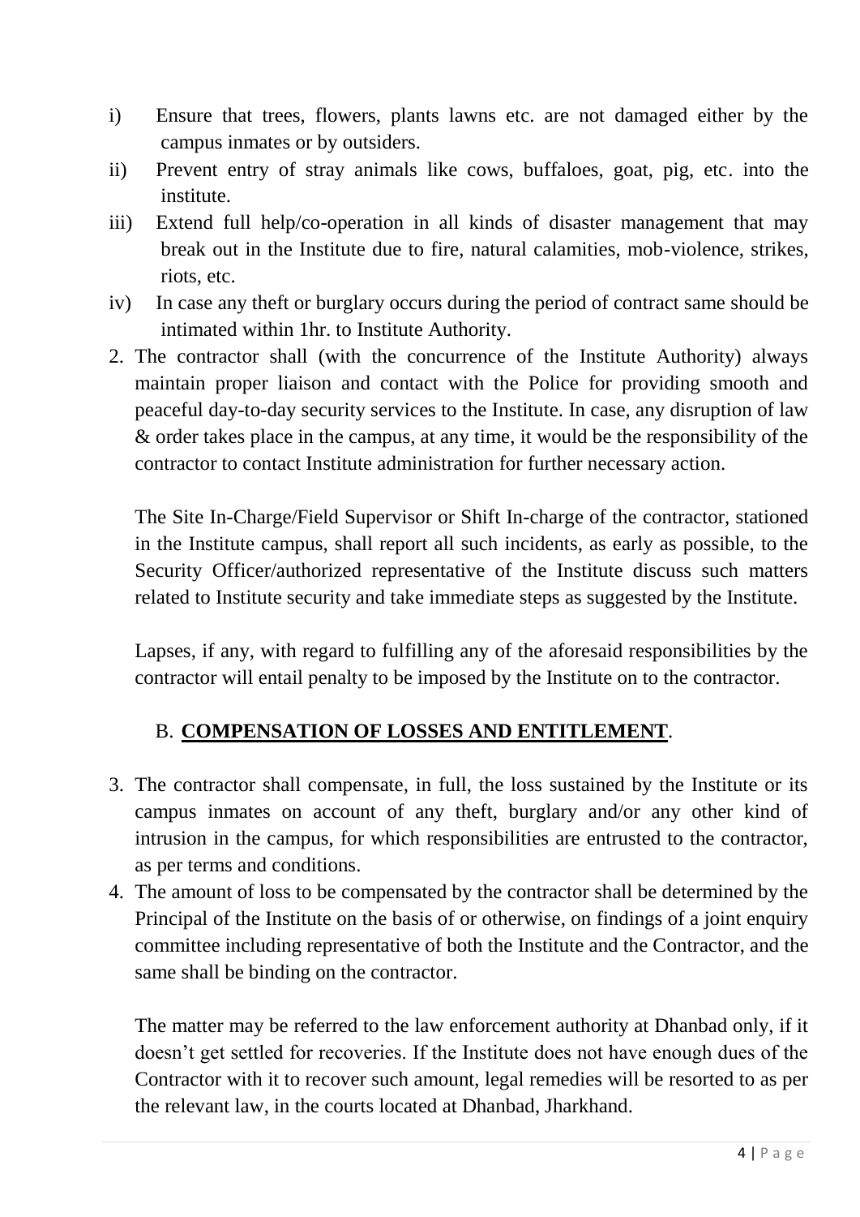i) Ensure that trees, flowers, plants lawns etc. are not damaged either by the campus inmates or by outsiders.

ii) Prevent entry of stray animals like cows, buffaloes, goat, pig, etc. into the institute.

iii) Extend full help/co-operation in all kinds of disaster management that may break out in the Institute due to fire, natural calamities, mob-violence, strikes, riots, etc.

iv) In case any theft or burglary occurs during the period of contract same should be intimated within 1hr. to Institute Authority.

2. The contractor shall (with the concurrence of the Institute Authority) always maintain proper liaison and contact with the Police for providing smooth and peaceful day-to-day security services to the Institute. In case, any disruption of law & order takes place in the campus, at any time, it would be the responsibility of the contractor to contact Institute administration for further necessary action.

   The Site In-Charge/Field Supervisor or Shift In-charge of the contractor, stationed in the Institute campus, shall report all such incidents, as early as possible, to the Security Officer/authorized representative of the Institute discuss such matters related to Institute security and take immediate steps as suggested by the Institute.

   Lapses, if any, with regard to fulfilling any of the aforesaid responsibilities by the contractor will entail penalty to be imposed by the Institute on to the contractor.

## B. **COMPENSATION OF LOSSES AND ENTITLEMENT**.

3. The contractor shall compensate, in full, the loss sustained by the Institute or its campus inmates on account of any theft, burglary and/or any other kind of intrusion in the campus, for which responsibilities are entrusted to the contractor, as per terms and conditions.

4. The amount of loss to be compensated by the contractor shall be determined by the Principal of the Institute on the basis of or otherwise, on findings of a joint enquiry committee including representative of both the Institute and the Contractor, and the same shall be binding on the contractor.

   The matter may be referred to the law enforcement authority at Dhanbad only, if it doesn't get settled for recoveries. If the Institute does not have enough dues of the Contractor with it to recover such amount, legal remedies will be resorted to as per the relevant law, in the courts located at Dhanbad, Jharkhand.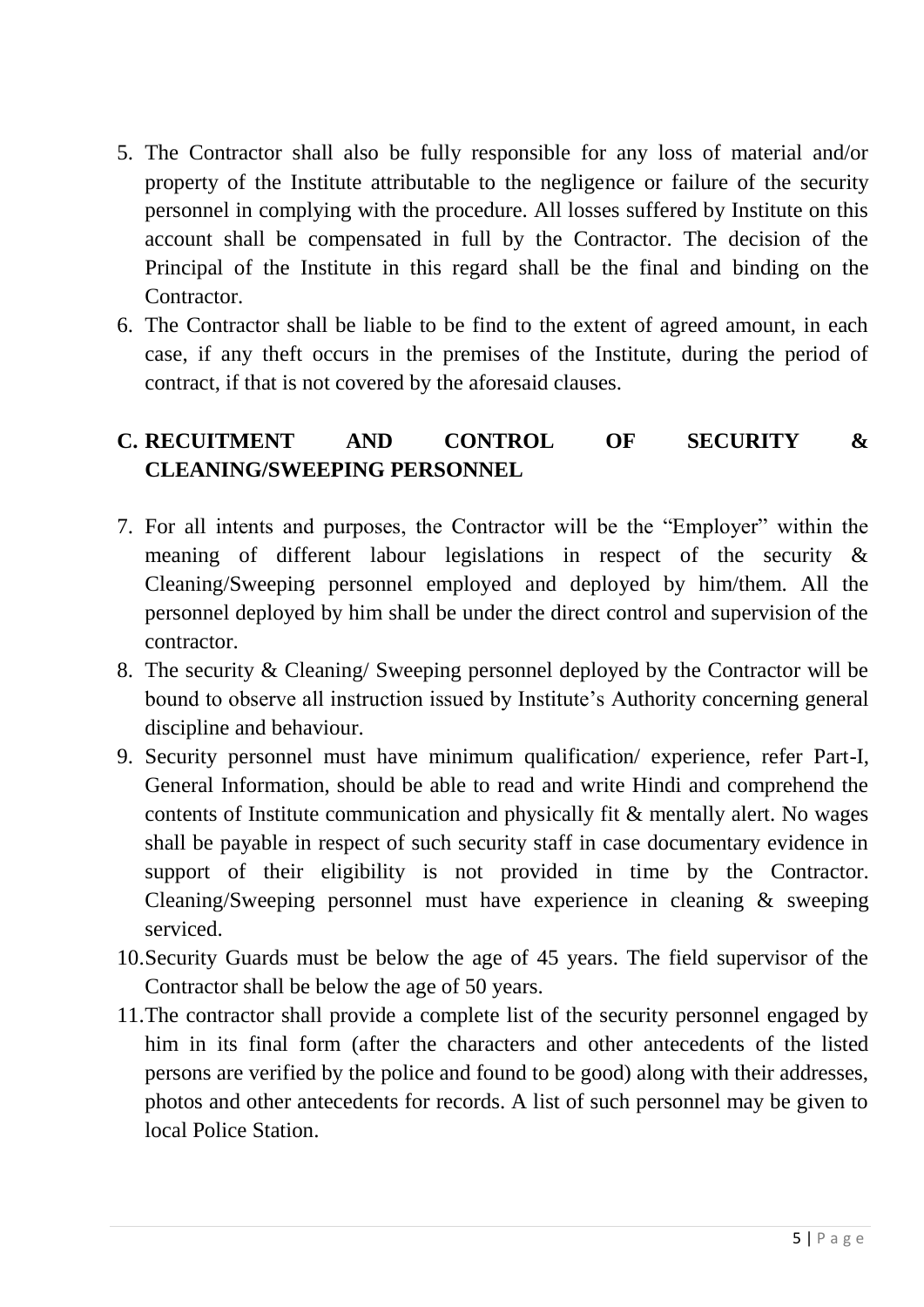5. The Contractor shall also be fully responsible for any loss of material and/or property of the Institute attributable to the negligence or failure of the security personnel in complying with the procedure. All losses suffered by Institute on this account shall be compensated in full by the Contractor. The decision of the Principal of the Institute in this regard shall be the final and binding on the Contractor.
6. The Contractor shall be liable to be find to the extent of agreed amount, in each case, if any theft occurs in the premises of the Institute, during the period of contract, if that is not covered by the aforesaid clauses.

## C. RECUITMENT AND CONTROL OF SECURITY & CLEANING/SWEEPING PERSONNEL

7. For all intents and purposes, the Contractor will be the "Employer" within the meaning of different labour legislations in respect of the security & Cleaning/Sweeping personnel employed and deployed by him/them. All the personnel deployed by him shall be under the direct control and supervision of the contractor.
8. The security & Cleaning/ Sweeping personnel deployed by the Contractor will be bound to observe all instruction issued by Institute's Authority concerning general discipline and behaviour.
9. Security personnel must have minimum qualification/ experience, refer Part-I, General Information, should be able to read and write Hindi and comprehend the contents of Institute communication and physically fit & mentally alert. No wages shall be payable in respect of such security staff in case documentary evidence in support of their eligibility is not provided in time by the Contractor. Cleaning/Sweeping personnel must have experience in cleaning & sweeping serviced.
10. Security Guards must be below the age of 45 years. The field supervisor of the Contractor shall be below the age of 50 years.
11. The contractor shall provide a complete list of the security personnel engaged by him in its final form (after the characters and other antecedents of the listed persons are verified by the police and found to be good) along with their addresses, photos and other antecedents for records. A list of such personnel may be given to local Police Station.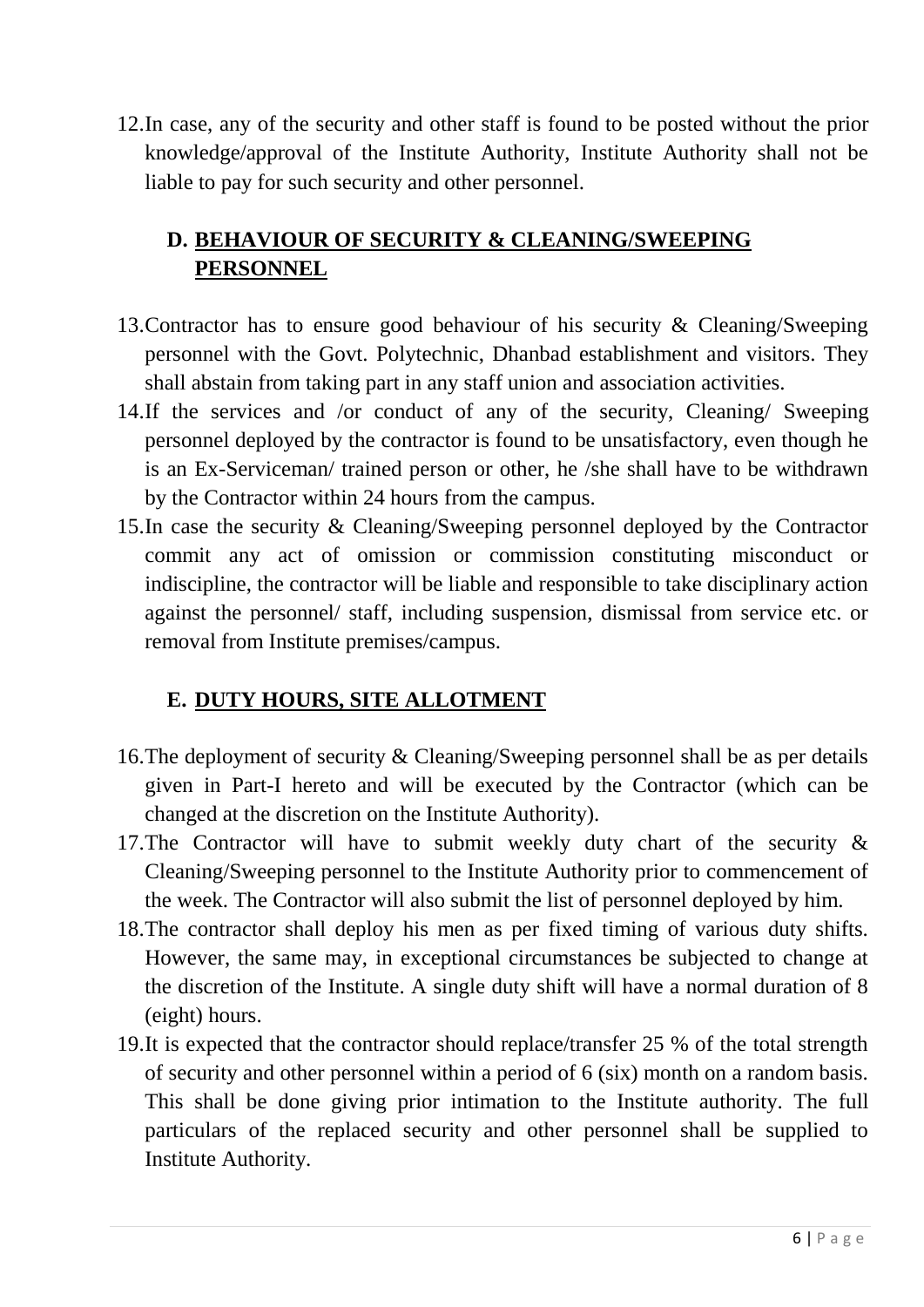12. In case, any of the security and other staff is found to be posted without the prior knowledge/approval of the Institute Authority, Institute Authority shall not be liable to pay for such security and other personnel.

### D. BEHAVIOUR OF SECURITY & CLEANING/SWEEPING PERSONNEL

13. Contractor has to ensure good behaviour of his security & Cleaning/Sweeping personnel with the Govt. Polytechnic, Dhanbad establishment and visitors. They shall abstain from taking part in any staff union and association activities.
14. If the services and /or conduct of any of the security, Cleaning/ Sweeping personnel deployed by the contractor is found to be unsatisfactory, even though he is an Ex-Serviceman/ trained person or other, he /she shall have to be withdrawn by the Contractor within 24 hours from the campus.
15. In case the security & Cleaning/Sweeping personnel deployed by the Contractor commit any act of omission or commission constituting misconduct or indiscipline, the contractor will be liable and responsible to take disciplinary action against the personnel/ staff, including suspension, dismissal from service etc. or removal from Institute premises/campus.

### E. DUTY HOURS, SITE ALLOTMENT

16. The deployment of security & Cleaning/Sweeping personnel shall be as per details given in Part-I hereto and will be executed by the Contractor (which can be changed at the discretion on the Institute Authority).
17. The Contractor will have to submit weekly duty chart of the security & Cleaning/Sweeping personnel to the Institute Authority prior to commencement of the week. The Contractor will also submit the list of personnel deployed by him.
18. The contractor shall deploy his men as per fixed timing of various duty shifts. However, the same may, in exceptional circumstances be subjected to change at the discretion of the Institute. A single duty shift will have a normal duration of 8 (eight) hours.
19. It is expected that the contractor should replace/transfer 25 % of the total strength of security and other personnel within a period of 6 (six) month on a random basis. This shall be done giving prior intimation to the Institute authority. The full particulars of the replaced security and other personnel shall be supplied to Institute Authority.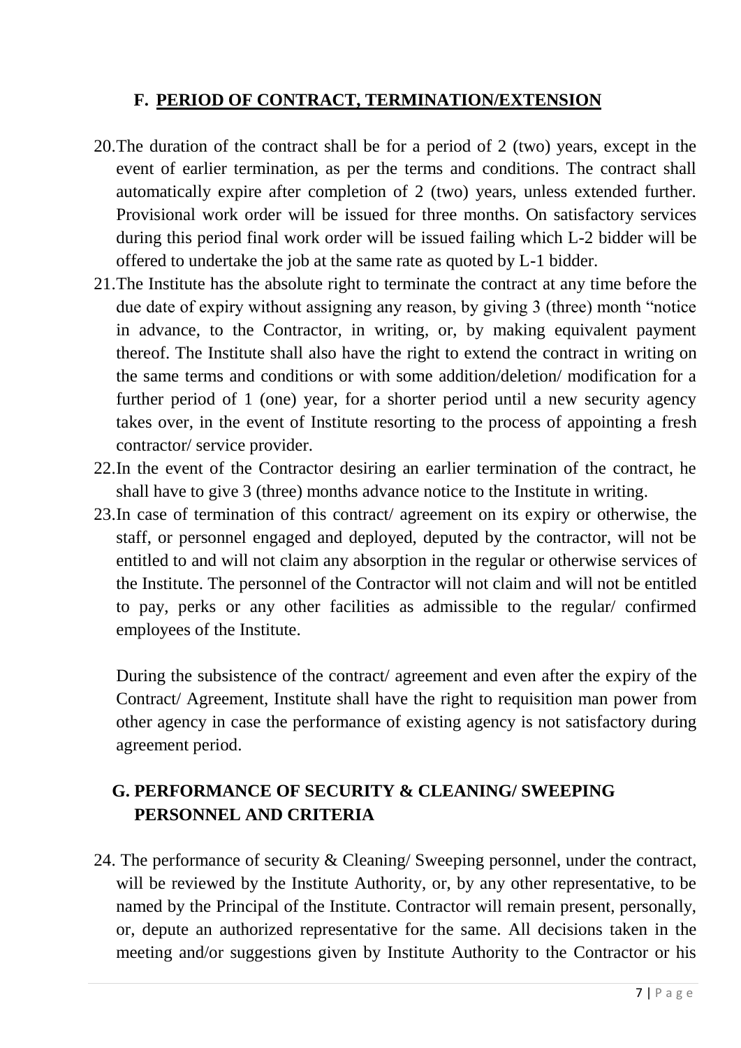## F. PERIOD OF CONTRACT, TERMINATION/EXTENSION

20. The duration of the contract shall be for a period of 2 (two) years, except in the event of earlier termination, as per the terms and conditions. The contract shall automatically expire after completion of 2 (two) years, unless extended further. Provisional work order will be issued for three months. On satisfactory services during this period final work order will be issued failing which L-2 bidder will be offered to undertake the job at the same rate as quoted by L-1 bidder.
21. The Institute has the absolute right to terminate the contract at any time before the due date of expiry without assigning any reason, by giving 3 (three) month "notice in advance, to the Contractor, in writing, or, by making equivalent payment thereof. The Institute shall also have the right to extend the contract in writing on the same terms and conditions or with some addition/deletion/ modification for a further period of 1 (one) year, for a shorter period until a new security agency takes over, in the event of Institute resorting to the process of appointing a fresh contractor/ service provider.
22. In the event of the Contractor desiring an earlier termination of the contract, he shall have to give 3 (three) months advance notice to the Institute in writing.
23. In case of termination of this contract/ agreement on its expiry or otherwise, the staff, or personnel engaged and deployed, deputed by the contractor, will not be entitled to and will not claim any absorption in the regular or otherwise services of the Institute. The personnel of the Contractor will not claim and will not be entitled to pay, perks or any other facilities as admissible to the regular/ confirmed employees of the Institute.

    During the subsistence of the contract/ agreement and even after the expiry of the Contract/ Agreement, Institute shall have the right to requisition man power from other agency in case the performance of existing agency is not satisfactory during agreement period.

## G. PERFORMANCE OF SECURITY & CLEANING/ SWEEPING PERSONNEL AND CRITERIA

24. The performance of security & Cleaning/ Sweeping personnel, under the contract, will be reviewed by the Institute Authority, or, by any other representative, to be named by the Principal of the Institute. Contractor will remain present, personally, or, depute an authorized representative for the same. All decisions taken in the meeting and/or suggestions given by Institute Authority to the Contractor or his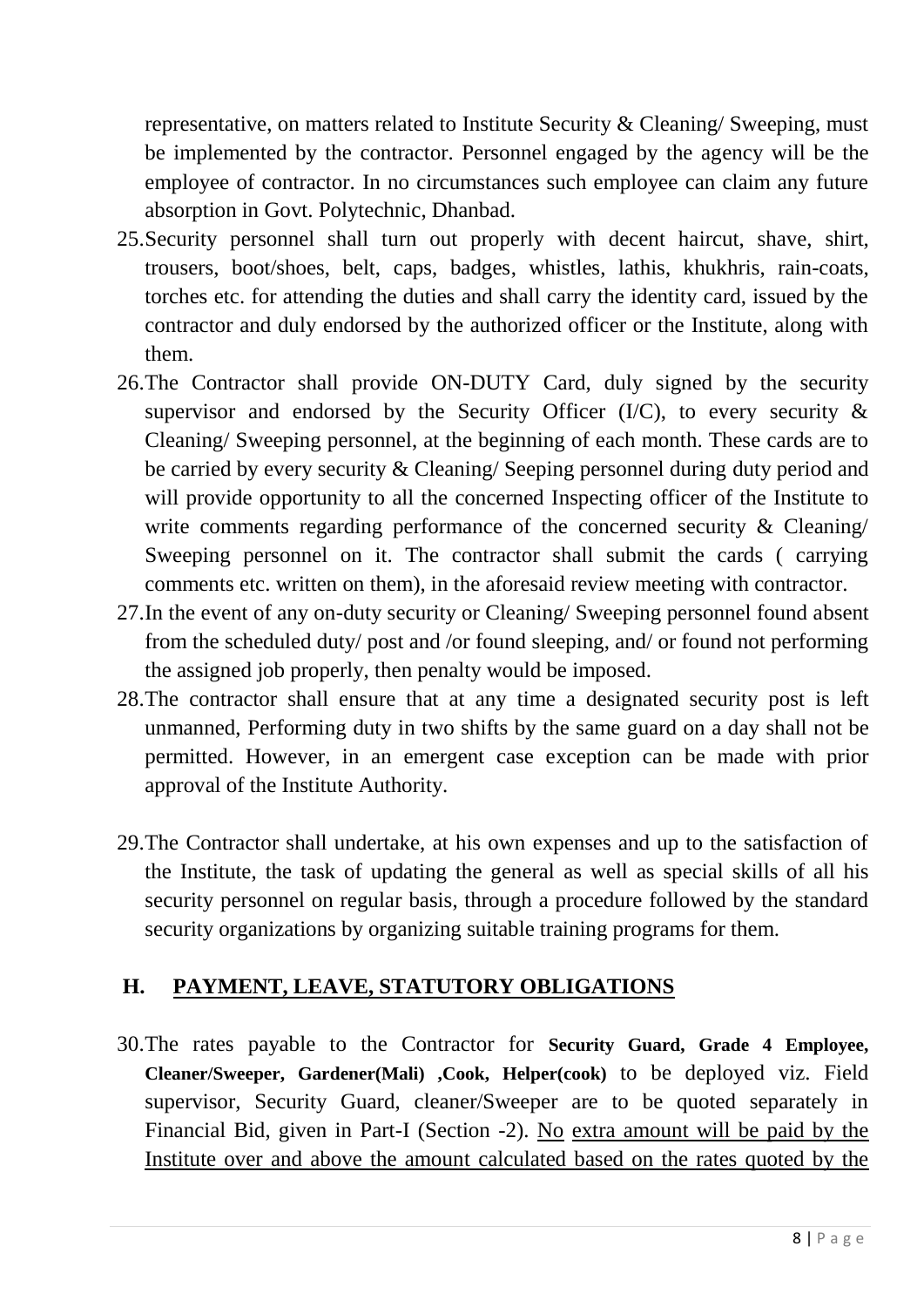representative, on matters related to Institute Security & Cleaning/ Sweeping, must be implemented by the contractor. Personnel engaged by the agency will be the employee of contractor. In no circumstances such employee can claim any future absorption in Govt. Polytechnic, Dhanbad.

25. Security personnel shall turn out properly with decent haircut, shave, shirt, trousers, boot/shoes, belt, caps, badges, whistles, lathis, khukhris, rain-coats, torches etc. for attending the duties and shall carry the identity card, issued by the contractor and duly endorsed by the authorized officer or the Institute, along with them.
26. The Contractor shall provide ON-DUTY Card, duly signed by the security supervisor and endorsed by the Security Officer (I/C), to every security & Cleaning/ Sweeping personnel, at the beginning of each month. These cards are to be carried by every security & Cleaning/ Seeping personnel during duty period and will provide opportunity to all the concerned Inspecting officer of the Institute to write comments regarding performance of the concerned security & Cleaning/ Sweeping personnel on it. The contractor shall submit the cards ( carrying comments etc. written on them), in the aforesaid review meeting with contractor.
27. In the event of any on-duty security or Cleaning/ Sweeping personnel found absent from the scheduled duty/ post and /or found sleeping, and/ or found not performing the assigned job properly, then penalty would be imposed.
28. The contractor shall ensure that at any time a designated security post is left unmanned, Performing duty in two shifts by the same guard on a day shall not be permitted. However, in an emergent case exception can be made with prior approval of the Institute Authority.
29. The Contractor shall undertake, at his own expenses and up to the satisfaction of the Institute, the task of updating the general as well as special skills of all his security personnel on regular basis, through a procedure followed by the standard security organizations by organizing suitable training programs for them.

## H. PAYMENT, LEAVE, STATUTORY OBLIGATIONS

30. The rates payable to the Contractor for **Security Guard, Grade 4 Employee, Cleaner/Sweeper, Gardener(Mali) ,Cook, Helper(cook)** to be deployed viz. Field supervisor, Security Guard, cleaner/Sweeper are to be quoted separately in Financial Bid, given in Part-I (Section -2). No extra amount will be paid by the Institute over and above the amount calculated based on the rates quoted by the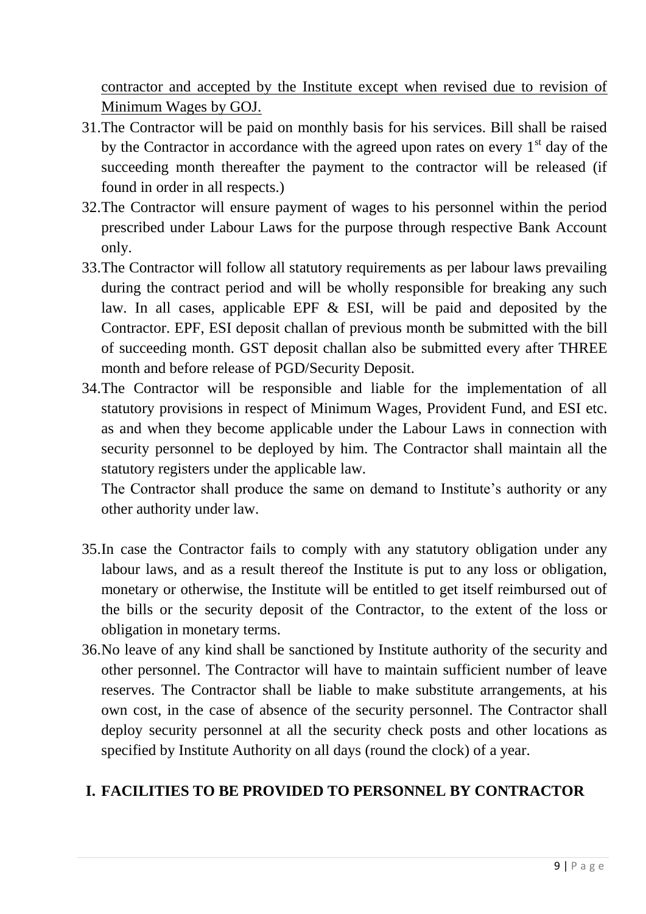contractor and accepted by the Institute except when revised due to revision of Minimum Wages by GOJ.

31. The Contractor will be paid on monthly basis for his services. Bill shall be raised by the Contractor in accordance with the agreed upon rates on every 1st day of the succeeding month thereafter the payment to the contractor will be released (if found in order in all respects.)
32. The Contractor will ensure payment of wages to his personnel within the period prescribed under Labour Laws for the purpose through respective Bank Account only.
33. The Contractor will follow all statutory requirements as per labour laws prevailing during the contract period and will be wholly responsible for breaking any such law. In all cases, applicable EPF & ESI, will be paid and deposited by the Contractor. EPF, ESI deposit challan of previous month be submitted with the bill of succeeding month. GST deposit challan also be submitted every after THREE month and before release of PGD/Security Deposit.
34. The Contractor will be responsible and liable for the implementation of all statutory provisions in respect of Minimum Wages, Provident Fund, and ESI etc. as and when they become applicable under the Labour Laws in connection with security personnel to be deployed by him. The Contractor shall maintain all the statutory registers under the applicable law.

    The Contractor shall produce the same on demand to Institute's authority or any other authority under law.

35. In case the Contractor fails to comply with any statutory obligation under any labour laws, and as a result thereof the Institute is put to any loss or obligation, monetary or otherwise, the Institute will be entitled to get itself reimbursed out of the bills or the security deposit of the Contractor, to the extent of the loss or obligation in monetary terms.
36. No leave of any kind shall be sanctioned by Institute authority of the security and other personnel. The Contractor will have to maintain sufficient number of leave reserves. The Contractor shall be liable to make substitute arrangements, at his own cost, in the case of absence of the security personnel. The Contractor shall deploy security personnel at all the security check posts and other locations as specified by Institute Authority on all days (round the clock) of a year.

## I. FACILITIES TO BE PROVIDED TO PERSONNEL BY CONTRACTOR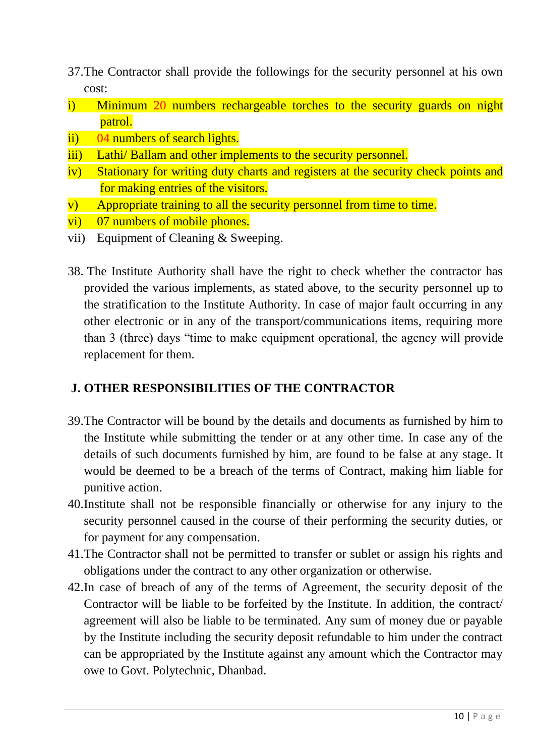37. The Contractor shall provide the followings for the security personnel at his own cost:

i) Minimum 20 numbers rechargeable torches to the security guards on night patrol.

ii) 04 numbers of search lights.

iii) Lathi/ Ballam and other implements to the security personnel.

iv) Stationary for writing duty charts and registers at the security check points and for making entries of the visitors.

v) Appropriate training to all the security personnel from time to time.

vi) 07 numbers of mobile phones.

vii) Equipment of Cleaning & Sweeping.

38. The Institute Authority shall have the right to check whether the contractor has provided the various implements, as stated above, to the security personnel up to the stratification to the Institute Authority. In case of major fault occurring in any other electronic or in any of the transport/communications items, requiring more than 3 (three) days "time to make equipment operational, the agency will provide replacement for them.

## J. OTHER RESPONSIBILITIES OF THE CONTRACTOR

39. The Contractor will be bound by the details and documents as furnished by him to the Institute while submitting the tender or at any other time. In case any of the details of such documents furnished by him, are found to be false at any stage. It would be deemed to be a breach of the terms of Contract, making him liable for punitive action.

40. Institute shall not be responsible financially or otherwise for any injury to the security personnel caused in the course of their performing the security duties, or for payment for any compensation.

41. The Contractor shall not be permitted to transfer or sublet or assign his rights and obligations under the contract to any other organization or otherwise.

42. In case of breach of any of the terms of Agreement, the security deposit of the Contractor will be liable to be forfeited by the Institute. In addition, the contract/ agreement will also be liable to be terminated. Any sum of money due or payable by the Institute including the security deposit refundable to him under the contract can be appropriated by the Institute against any amount which the Contractor may owe to Govt. Polytechnic, Dhanbad.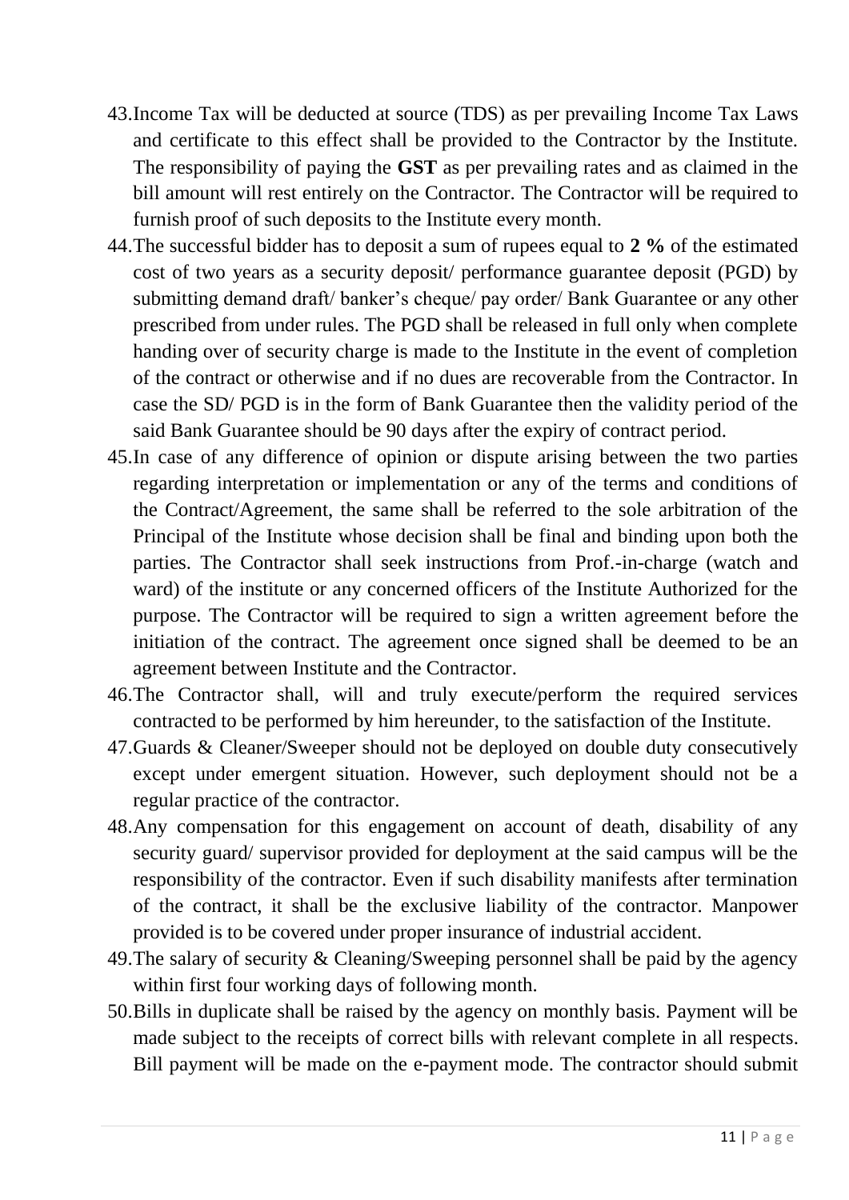43. Income Tax will be deducted at source (TDS) as per prevailing Income Tax Laws and certificate to this effect shall be provided to the Contractor by the Institute. The responsibility of paying the **GST** as per prevailing rates and as claimed in the bill amount will rest entirely on the Contractor. The Contractor will be required to furnish proof of such deposits to the Institute every month.
44. The successful bidder has to deposit a sum of rupees equal to **2 %** of the estimated cost of two years as a security deposit/ performance guarantee deposit (PGD) by submitting demand draft/ banker's cheque/ pay order/ Bank Guarantee or any other prescribed from under rules. The PGD shall be released in full only when complete handing over of security charge is made to the Institute in the event of completion of the contract or otherwise and if no dues are recoverable from the Contractor. In case the SD/ PGD is in the form of Bank Guarantee then the validity period of the said Bank Guarantee should be 90 days after the expiry of contract period.
45. In case of any difference of opinion or dispute arising between the two parties regarding interpretation or implementation or any of the terms and conditions of the Contract/Agreement, the same shall be referred to the sole arbitration of the Principal of the Institute whose decision shall be final and binding upon both the parties. The Contractor shall seek instructions from Prof.-in-charge (watch and ward) of the institute or any concerned officers of the Institute Authorized for the purpose. The Contractor will be required to sign a written agreement before the initiation of the contract. The agreement once signed shall be deemed to be an agreement between Institute and the Contractor.
46. The Contractor shall, will and truly execute/perform the required services contracted to be performed by him hereunder, to the satisfaction of the Institute.
47. Guards & Cleaner/Sweeper should not be deployed on double duty consecutively except under emergent situation. However, such deployment should not be a regular practice of the contractor.
48. Any compensation for this engagement on account of death, disability of any security guard/ supervisor provided for deployment at the said campus will be the responsibility of the contractor. Even if such disability manifests after termination of the contract, it shall be the exclusive liability of the contractor. Manpower provided is to be covered under proper insurance of industrial accident.
49. The salary of security & Cleaning/Sweeping personnel shall be paid by the agency within first four working days of following month.
50. Bills in duplicate shall be raised by the agency on monthly basis. Payment will be made subject to the receipts of correct bills with relevant complete in all respects. Bill payment will be made on the e-payment mode. The contractor should submit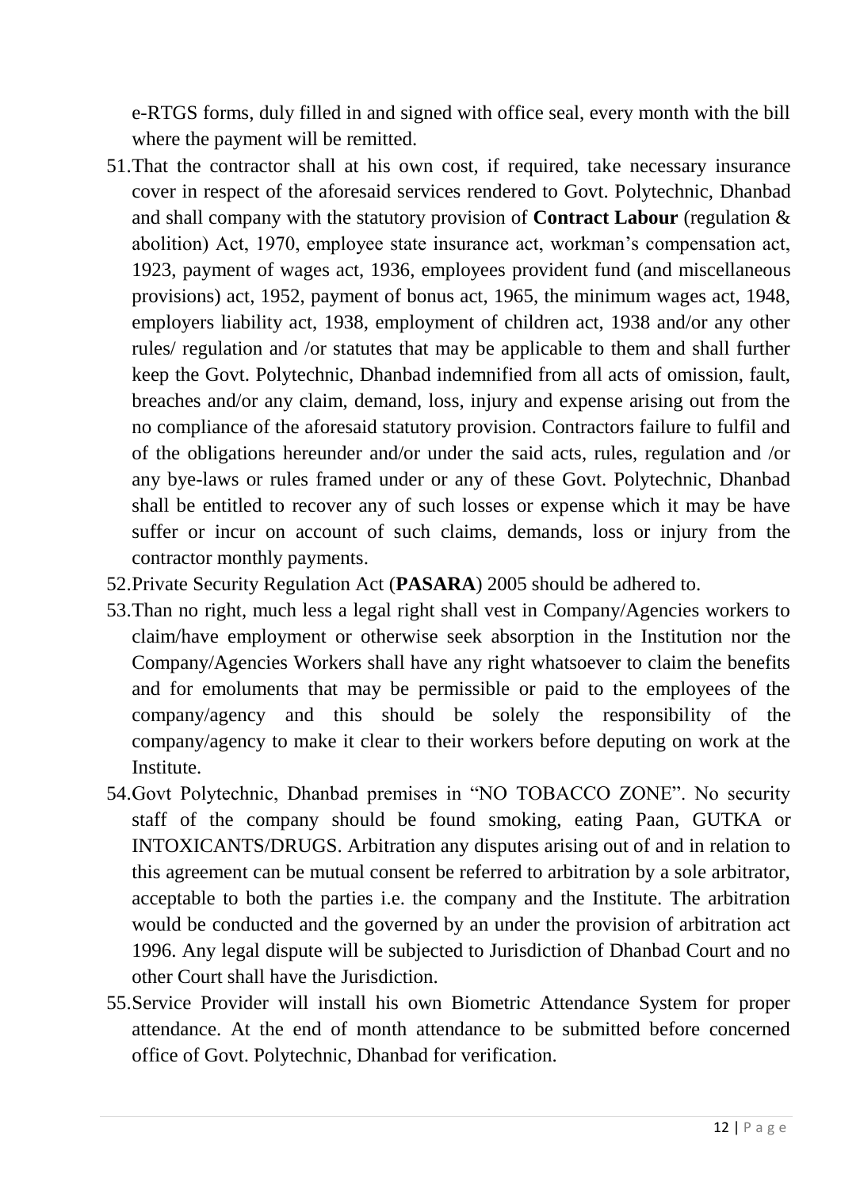e-RTGS forms, duly filled in and signed with office seal, every month with the bill where the payment will be remitted.

51. That the contractor shall at his own cost, if required, take necessary insurance cover in respect of the aforesaid services rendered to Govt. Polytechnic, Dhanbad and shall company with the statutory provision of **Contract Labour** (regulation & abolition) Act, 1970, employee state insurance act, workman's compensation act, 1923, payment of wages act, 1936, employees provident fund (and miscellaneous provisions) act, 1952, payment of bonus act, 1965, the minimum wages act, 1948, employers liability act, 1938, employment of children act, 1938 and/or any other rules/ regulation and /or statutes that may be applicable to them and shall further keep the Govt. Polytechnic, Dhanbad indemnified from all acts of omission, fault, breaches and/or any claim, demand, loss, injury and expense arising out from the no compliance of the aforesaid statutory provision. Contractors failure to fulfil and of the obligations hereunder and/or under the said acts, rules, regulation and /or any bye-laws or rules framed under or any of these Govt. Polytechnic, Dhanbad shall be entitled to recover any of such losses or expense which it may be have suffer or incur on account of such claims, demands, loss or injury from the contractor monthly payments.
52. Private Security Regulation Act (**PASARA**) 2005 should be adhered to.
53. Than no right, much less a legal right shall vest in Company/Agencies workers to claim/have employment or otherwise seek absorption in the Institution nor the Company/Agencies Workers shall have any right whatsoever to claim the benefits and for emoluments that may be permissible or paid to the employees of the company/agency and this should be solely the responsibility of the company/agency to make it clear to their workers before deputing on work at the Institute.
54. Govt Polytechnic, Dhanbad premises in "NO TOBACCO ZONE". No security staff of the company should be found smoking, eating Paan, GUTKA or INTOXICANTS/DRUGS. Arbitration any disputes arising out of and in relation to this agreement can be mutual consent be referred to arbitration by a sole arbitrator, acceptable to both the parties i.e. the company and the Institute. The arbitration would be conducted and the governed by an under the provision of arbitration act 1996. Any legal dispute will be subjected to Jurisdiction of Dhanbad Court and no other Court shall have the Jurisdiction.
55. Service Provider will install his own Biometric Attendance System for proper attendance. At the end of month attendance to be submitted before concerned office of Govt. Polytechnic, Dhanbad for verification.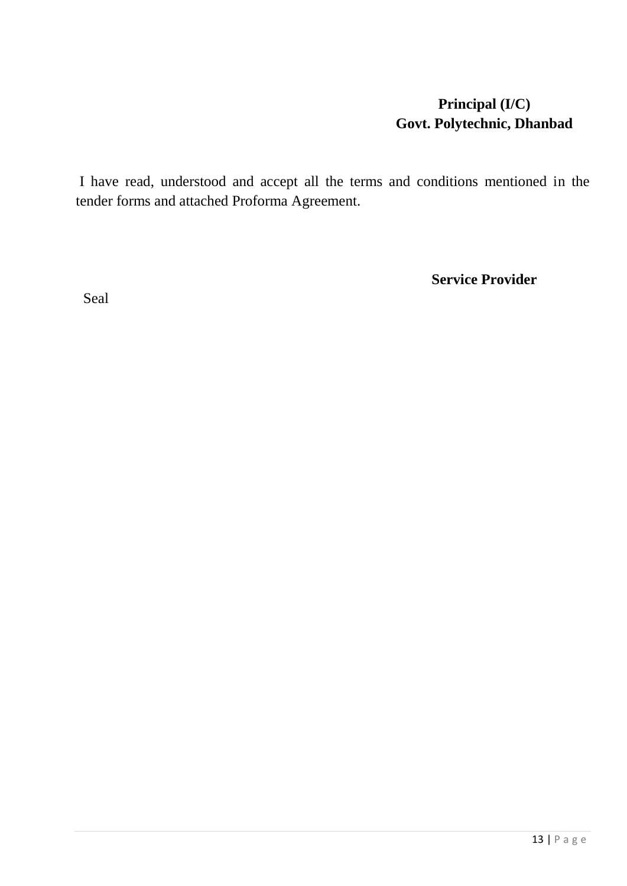**Principal (I/C)**
**Govt. Polytechnic, Dhanbad**

I have read, understood and accept all the terms and conditions mentioned in the tender forms and attached Proforma Agreement.

**Service Provider**

Seal